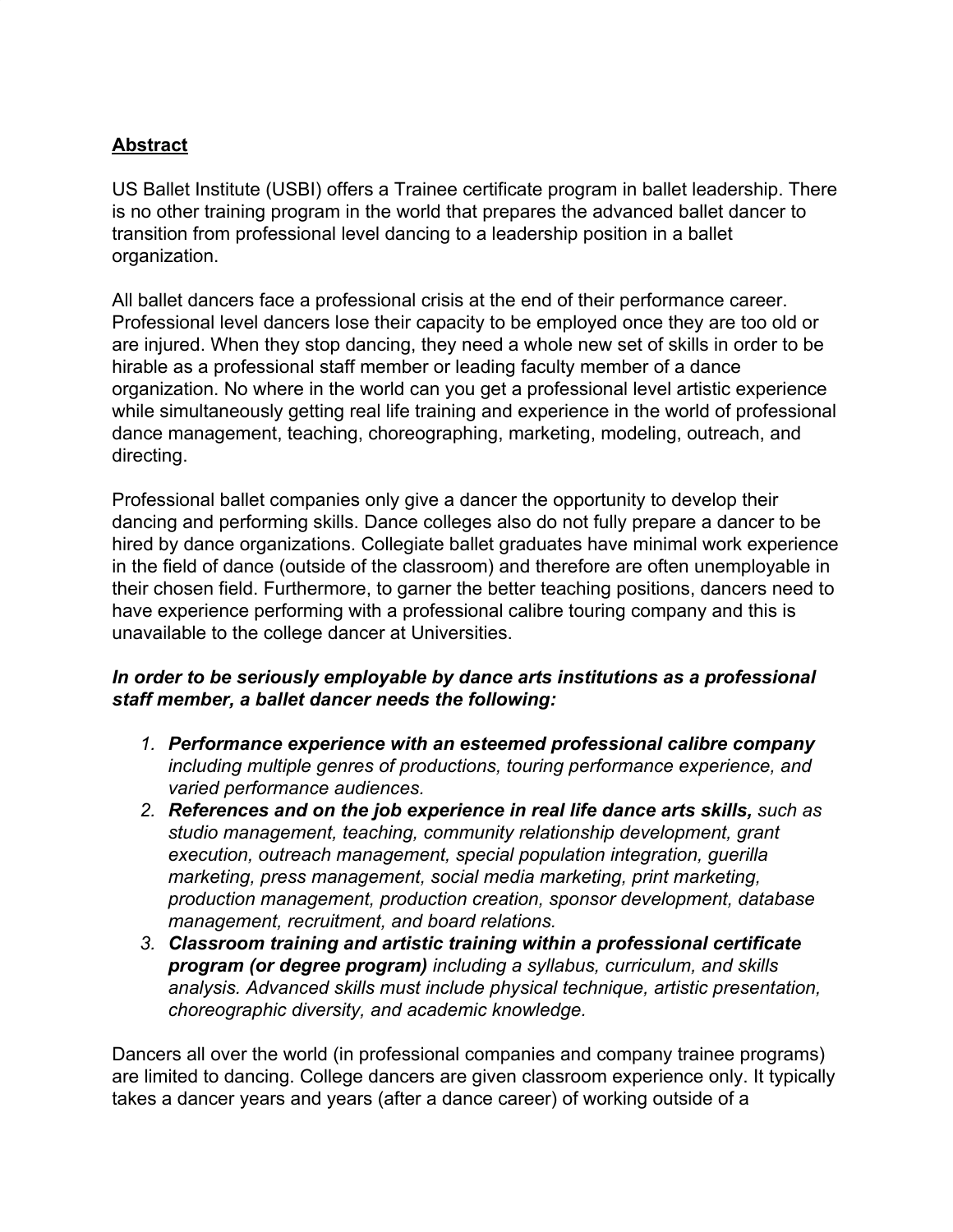**Abstract**

US Ballet Institute (USBI) offers a Trainee certificate program in ballet leadership. There is no other training program in the world that prepares the advanced ballet dancer to transition from professional level dancing to a leadership position in a ballet organization.

All ballet dancers face a professional crisis at the end of their performance career. Professional level dancers lose their capacity to be employed once they are too old or are injured. When they stop dancing, they need a whole new set of skills in order to be hirable as a professional staff member or leading faculty member of a dance organization. No where in the world can you get a professional level artistic experience while simultaneously getting real life training and experience in the world of professional dance management, teaching, choreographing, marketing, modeling, outreach, and directing.

Professional ballet companies only give a dancer the opportunity to develop their dancing and performing skills. Dance colleges also do not fully prepare a dancer to be hired by dance organizations. Collegiate ballet graduates have minimal work experience in the field of dance (outside of the classroom) and therefore are often unemployable in their chosen field. Furthermore, to garner the better teaching positions, dancers need to have experience performing with a professional calibre touring company and this is unavailable to the college dancer at Universities.

***In order to be seriously employable by dance arts institutions as a professional staff member, a ballet dancer needs the following:***

1. ***Performance experience with an esteemed professional calibre company*** *including multiple genres of productions, touring performance experience, and varied performance audiences.*
2. ***References and on the job experience in real life dance arts skills,*** *such as studio management, teaching, community relationship development, grant execution, outreach management, special population integration, guerilla marketing, press management, social media marketing, print marketing, production management, production creation, sponsor development, database management, recruitment, and board relations.*
3. ***Classroom training and artistic training within a professional certificate program (or degree program)*** *including a syllabus, curriculum, and skills analysis. Advanced skills must include physical technique, artistic presentation, choreographic diversity, and academic knowledge.*

Dancers all over the world (in professional companies and company trainee programs) are limited to dancing. College dancers are given classroom experience only. It typically takes a dancer years and years (after a dance career) of working outside of a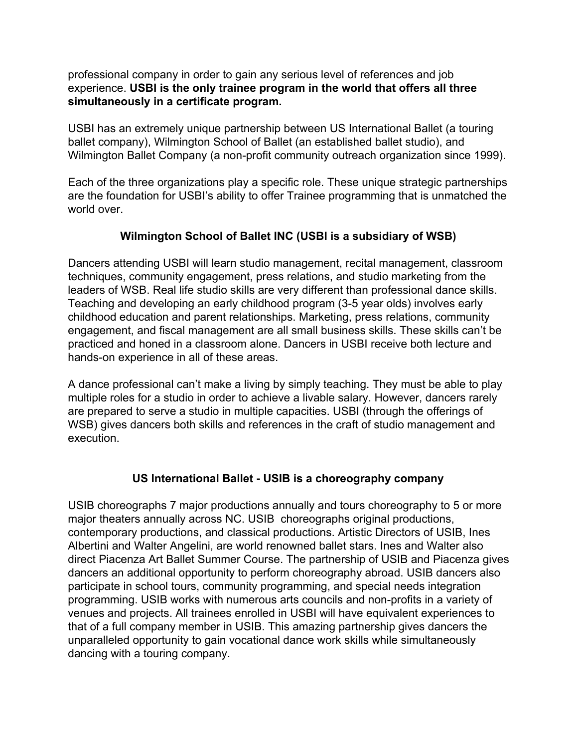professional company in order to gain any serious level of references and job experience. **USBI is the only trainee program in the world that offers all three simultaneously in a certificate program.**

USBI has an extremely unique partnership between US International Ballet (a touring ballet company), Wilmington School of Ballet (an established ballet studio), and Wilmington Ballet Company (a non-profit community outreach organization since 1999).

Each of the three organizations play a specific role. These unique strategic partnerships are the foundation for USBI's ability to offer Trainee programming that is unmatched the world over.

### Wilmington School of Ballet INC (USBI is a subsidiary of WSB)

Dancers attending USBI will learn studio management, recital management, classroom techniques, community engagement, press relations, and studio marketing from the leaders of WSB. Real life studio skills are very different than professional dance skills. Teaching and developing an early childhood program (3-5 year olds) involves early childhood education and parent relationships. Marketing, press relations, community engagement, and fiscal management are all small business skills. These skills can't be practiced and honed in a classroom alone. Dancers in USBI receive both lecture and hands-on experience in all of these areas.

A dance professional can't make a living by simply teaching. They must be able to play multiple roles for a studio in order to achieve a livable salary. However, dancers rarely are prepared to serve a studio in multiple capacities. USBI (through the offerings of WSB) gives dancers both skills and references in the craft of studio management and execution.

### US International Ballet - USIB is a choreography company

USIB choreographs 7 major productions annually and tours choreography to 5 or more major theaters annually across NC. USIB choreographs original productions, contemporary productions, and classical productions. Artistic Directors of USIB, Ines Albertini and Walter Angelini, are world renowned ballet stars. Ines and Walter also direct Piacenza Art Ballet Summer Course. The partnership of USIB and Piacenza gives dancers an additional opportunity to perform choreography abroad. USIB dancers also participate in school tours, community programming, and special needs integration programming. USIB works with numerous arts councils and non-profits in a variety of venues and projects. All trainees enrolled in USBI will have equivalent experiences to that of a full company member in USIB. This amazing partnership gives dancers the unparalleled opportunity to gain vocational dance work skills while simultaneously dancing with a touring company.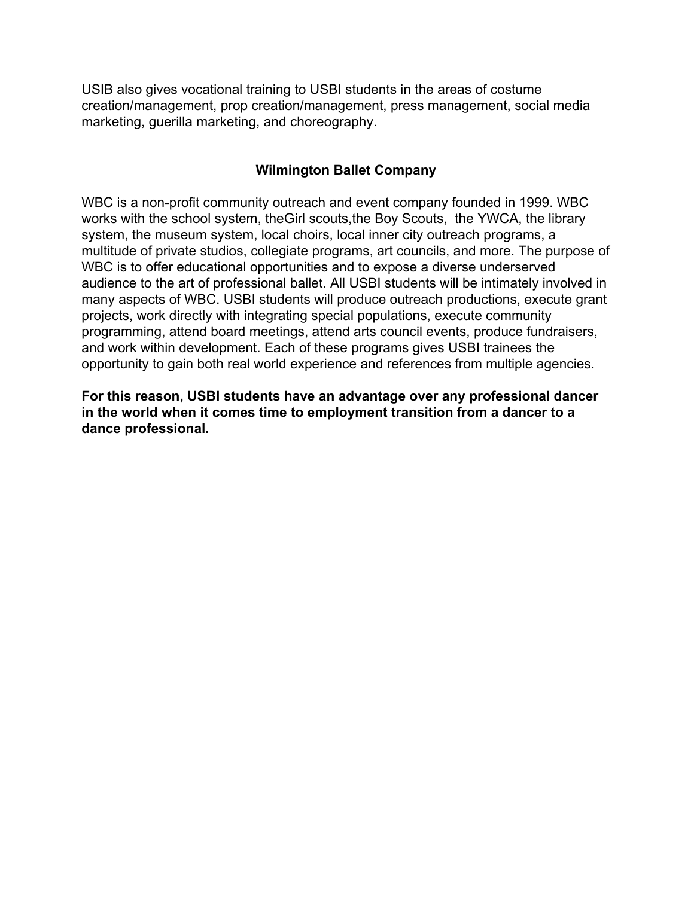USIB also gives vocational training to USBI students in the areas of costume creation/management, prop creation/management, press management, social media marketing, guerilla marketing, and choreography.

## Wilmington Ballet Company

WBC is a non-profit community outreach and event company founded in 1999. WBC works with the school system, theGirl scouts,the Boy Scouts, the YWCA, the library system, the museum system, local choirs, local inner city outreach programs, a multitude of private studios, collegiate programs, art councils, and more. The purpose of WBC is to offer educational opportunities and to expose a diverse underserved audience to the art of professional ballet. All USBI students will be intimately involved in many aspects of WBC. USBI students will produce outreach productions, execute grant projects, work directly with integrating special populations, execute community programming, attend board meetings, attend arts council events, produce fundraisers, and work within development. Each of these programs gives USBI trainees the opportunity to gain both real world experience and references from multiple agencies.

**For this reason, USBI students have an advantage over any professional dancer in the world when it comes time to employment transition from a dancer to a dance professional.**